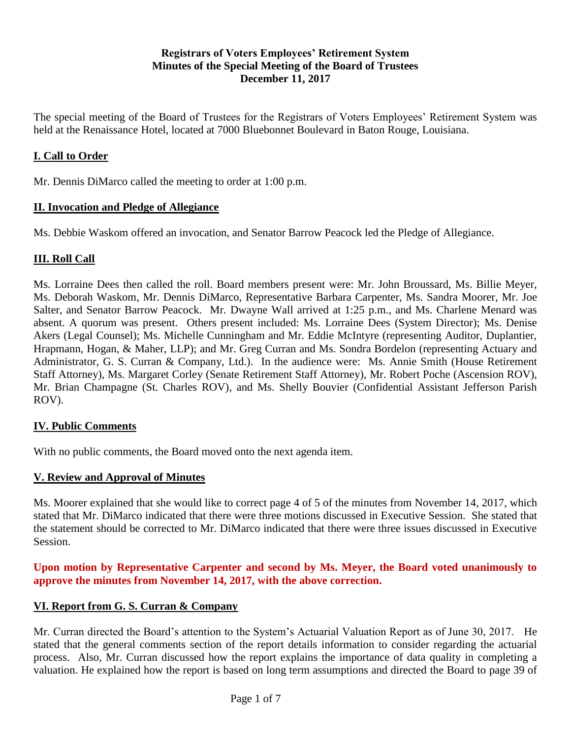**Registrars of Voters Employees' Retirement System**
**Minutes of the Special Meeting of the Board of Trustees**
**December 11, 2017**

The special meeting of the Board of Trustees for the Registrars of Voters Employees' Retirement System was held at the Renaissance Hotel, located at 7000 Bluebonnet Boulevard in Baton Rouge, Louisiana.

## I. Call to Order

Mr. Dennis DiMarco called the meeting to order at 1:00 p.m.

## II. Invocation and Pledge of Allegiance

Ms. Debbie Waskom offered an invocation, and Senator Barrow Peacock led the Pledge of Allegiance.

## III. Roll Call

Ms. Lorraine Dees then called the roll. Board members present were: Mr. John Broussard, Ms. Billie Meyer, Ms. Deborah Waskom, Mr. Dennis DiMarco, Representative Barbara Carpenter, Ms. Sandra Moorer, Mr. Joe Salter, and Senator Barrow Peacock. Mr. Dwayne Wall arrived at 1:25 p.m., and Ms. Charlene Menard was absent. A quorum was present. Others present included: Ms. Lorraine Dees (System Director); Ms. Denise Akers (Legal Counsel); Ms. Michelle Cunningham and Mr. Eddie McIntyre (representing Auditor, Duplantier, Hrapmann, Hogan, & Maher, LLP); and Mr. Greg Curran and Ms. Sondra Bordelon (representing Actuary and Administrator, G. S. Curran & Company, Ltd.). In the audience were: Ms. Annie Smith (House Retirement Staff Attorney), Ms. Margaret Corley (Senate Retirement Staff Attorney), Mr. Robert Poche (Ascension ROV), Mr. Brian Champagne (St. Charles ROV), and Ms. Shelly Bouvier (Confidential Assistant Jefferson Parish ROV).

## IV. Public Comments

With no public comments, the Board moved onto the next agenda item.

## V. Review and Approval of Minutes

Ms. Moorer explained that she would like to correct page 4 of 5 of the minutes from November 14, 2017, which stated that Mr. DiMarco indicated that there were three motions discussed in Executive Session. She stated that the statement should be corrected to Mr. DiMarco indicated that there were three issues discussed in Executive Session.

**Upon motion by Representative Carpenter and second by Ms. Meyer, the Board voted unanimously to approve the minutes from November 14, 2017, with the above correction.**

## VI. Report from G. S. Curran & Company

Mr. Curran directed the Board's attention to the System's Actuarial Valuation Report as of June 30, 2017. He stated that the general comments section of the report details information to consider regarding the actuarial process. Also, Mr. Curran discussed how the report explains the importance of data quality in completing a valuation. He explained how the report is based on long term assumptions and directed the Board to page 39 of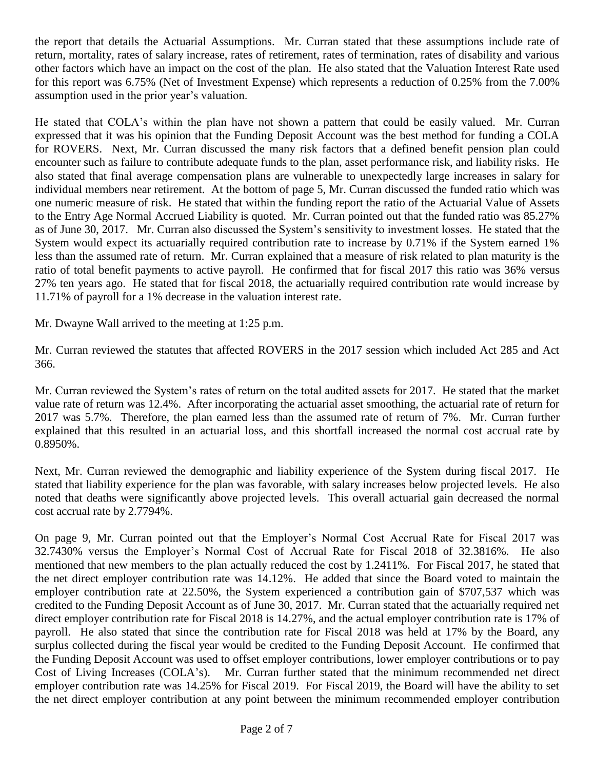the report that details the Actuarial Assumptions. Mr. Curran stated that these assumptions include rate of return, mortality, rates of salary increase, rates of retirement, rates of termination, rates of disability and various other factors which have an impact on the cost of the plan. He also stated that the Valuation Interest Rate used for this report was 6.75% (Net of Investment Expense) which represents a reduction of 0.25% from the 7.00% assumption used in the prior year's valuation.

He stated that COLA's within the plan have not shown a pattern that could be easily valued. Mr. Curran expressed that it was his opinion that the Funding Deposit Account was the best method for funding a COLA for ROVERS. Next, Mr. Curran discussed the many risk factors that a defined benefit pension plan could encounter such as failure to contribute adequate funds to the plan, asset performance risk, and liability risks. He also stated that final average compensation plans are vulnerable to unexpectedly large increases in salary for individual members near retirement. At the bottom of page 5, Mr. Curran discussed the funded ratio which was one numeric measure of risk. He stated that within the funding report the ratio of the Actuarial Value of Assets to the Entry Age Normal Accrued Liability is quoted. Mr. Curran pointed out that the funded ratio was 85.27% as of June 30, 2017. Mr. Curran also discussed the System's sensitivity to investment losses. He stated that the System would expect its actuarially required contribution rate to increase by 0.71% if the System earned 1% less than the assumed rate of return. Mr. Curran explained that a measure of risk related to plan maturity is the ratio of total benefit payments to active payroll. He confirmed that for fiscal 2017 this ratio was 36% versus 27% ten years ago. He stated that for fiscal 2018, the actuarially required contribution rate would increase by 11.71% of payroll for a 1% decrease in the valuation interest rate.

Mr. Dwayne Wall arrived to the meeting at 1:25 p.m.

Mr. Curran reviewed the statutes that affected ROVERS in the 2017 session which included Act 285 and Act 366.

Mr. Curran reviewed the System's rates of return on the total audited assets for 2017. He stated that the market value rate of return was 12.4%. After incorporating the actuarial asset smoothing, the actuarial rate of return for 2017 was 5.7%. Therefore, the plan earned less than the assumed rate of return of 7%. Mr. Curran further explained that this resulted in an actuarial loss, and this shortfall increased the normal cost accrual rate by 0.8950%.

Next, Mr. Curran reviewed the demographic and liability experience of the System during fiscal 2017. He stated that liability experience for the plan was favorable, with salary increases below projected levels. He also noted that deaths were significantly above projected levels. This overall actuarial gain decreased the normal cost accrual rate by 2.7794%.

On page 9, Mr. Curran pointed out that the Employer's Normal Cost Accrual Rate for Fiscal 2017 was 32.7430% versus the Employer's Normal Cost of Accrual Rate for Fiscal 2018 of 32.3816%. He also mentioned that new members to the plan actually reduced the cost by 1.2411%. For Fiscal 2017, he stated that the net direct employer contribution rate was 14.12%. He added that since the Board voted to maintain the employer contribution rate at 22.50%, the System experienced a contribution gain of $707,537 which was credited to the Funding Deposit Account as of June 30, 2017. Mr. Curran stated that the actuarially required net direct employer contribution rate for Fiscal 2018 is 14.27%, and the actual employer contribution rate is 17% of payroll. He also stated that since the contribution rate for Fiscal 2018 was held at 17% by the Board, any surplus collected during the fiscal year would be credited to the Funding Deposit Account. He confirmed that the Funding Deposit Account was used to offset employer contributions, lower employer contributions or to pay Cost of Living Increases (COLA's). Mr. Curran further stated that the minimum recommended net direct employer contribution rate was 14.25% for Fiscal 2019. For Fiscal 2019, the Board will have the ability to set the net direct employer contribution at any point between the minimum recommended employer contribution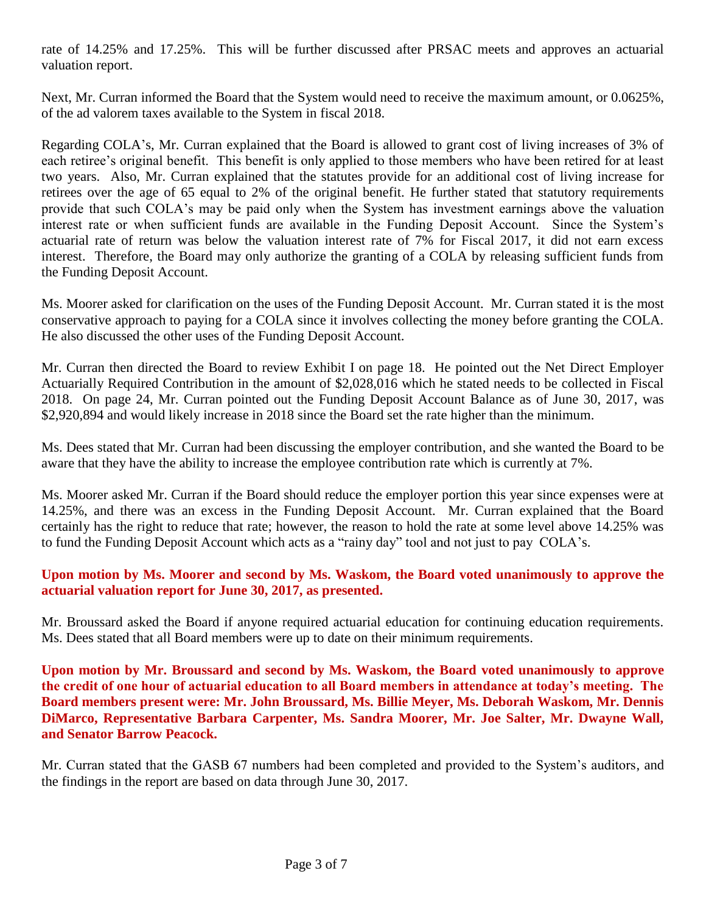rate of 14.25% and 17.25%. This will be further discussed after PRSAC meets and approves an actuarial valuation report.

Next, Mr. Curran informed the Board that the System would need to receive the maximum amount, or 0.0625%, of the ad valorem taxes available to the System in fiscal 2018.

Regarding COLA's, Mr. Curran explained that the Board is allowed to grant cost of living increases of 3% of each retiree's original benefit. This benefit is only applied to those members who have been retired for at least two years. Also, Mr. Curran explained that the statutes provide for an additional cost of living increase for retirees over the age of 65 equal to 2% of the original benefit. He further stated that statutory requirements provide that such COLA's may be paid only when the System has investment earnings above the valuation interest rate or when sufficient funds are available in the Funding Deposit Account. Since the System's actuarial rate of return was below the valuation interest rate of 7% for Fiscal 2017, it did not earn excess interest. Therefore, the Board may only authorize the granting of a COLA by releasing sufficient funds from the Funding Deposit Account.

Ms. Moorer asked for clarification on the uses of the Funding Deposit Account. Mr. Curran stated it is the most conservative approach to paying for a COLA since it involves collecting the money before granting the COLA. He also discussed the other uses of the Funding Deposit Account.

Mr. Curran then directed the Board to review Exhibit I on page 18. He pointed out the Net Direct Employer Actuarially Required Contribution in the amount of $2,028,016 which he stated needs to be collected in Fiscal 2018. On page 24, Mr. Curran pointed out the Funding Deposit Account Balance as of June 30, 2017, was $2,920,894 and would likely increase in 2018 since the Board set the rate higher than the minimum.

Ms. Dees stated that Mr. Curran had been discussing the employer contribution, and she wanted the Board to be aware that they have the ability to increase the employee contribution rate which is currently at 7%.

Ms. Moorer asked Mr. Curran if the Board should reduce the employer portion this year since expenses were at 14.25%, and there was an excess in the Funding Deposit Account. Mr. Curran explained that the Board certainly has the right to reduce that rate; however, the reason to hold the rate at some level above 14.25% was to fund the Funding Deposit Account which acts as a "rainy day" tool and not just to pay COLA's.

**Upon motion by Ms. Moorer and second by Ms. Waskom, the Board voted unanimously to approve the actuarial valuation report for June 30, 2017, as presented.**

Mr. Broussard asked the Board if anyone required actuarial education for continuing education requirements. Ms. Dees stated that all Board members were up to date on their minimum requirements.

**Upon motion by Mr. Broussard and second by Ms. Waskom, the Board voted unanimously to approve the credit of one hour of actuarial education to all Board members in attendance at today's meeting. The Board members present were: Mr. John Broussard, Ms. Billie Meyer, Ms. Deborah Waskom, Mr. Dennis DiMarco, Representative Barbara Carpenter, Ms. Sandra Moorer, Mr. Joe Salter, Mr. Dwayne Wall, and Senator Barrow Peacock.**

Mr. Curran stated that the GASB 67 numbers had been completed and provided to the System's auditors, and the findings in the report are based on data through June 30, 2017.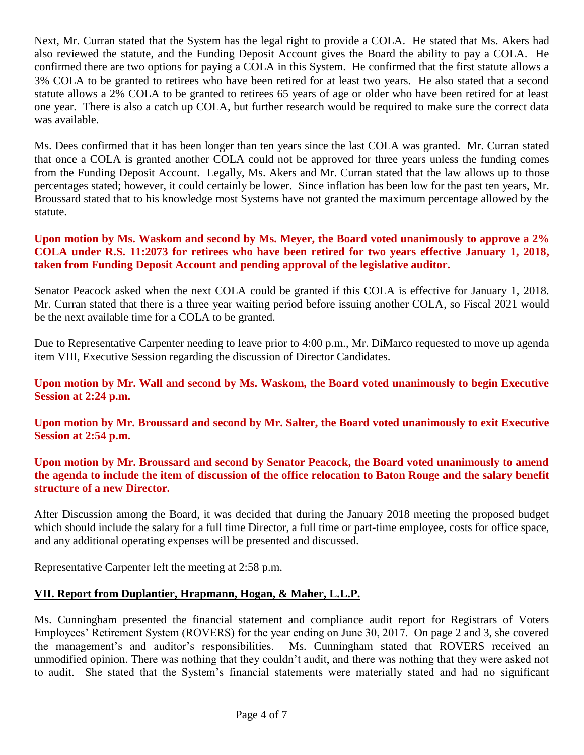Next, Mr. Curran stated that the System has the legal right to provide a COLA. He stated that Ms. Akers had also reviewed the statute, and the Funding Deposit Account gives the Board the ability to pay a COLA. He confirmed there are two options for paying a COLA in this System. He confirmed that the first statute allows a 3% COLA to be granted to retirees who have been retired for at least two years. He also stated that a second statute allows a 2% COLA to be granted to retirees 65 years of age or older who have been retired for at least one year. There is also a catch up COLA, but further research would be required to make sure the correct data was available.

Ms. Dees confirmed that it has been longer than ten years since the last COLA was granted. Mr. Curran stated that once a COLA is granted another COLA could not be approved for three years unless the funding comes from the Funding Deposit Account. Legally, Ms. Akers and Mr. Curran stated that the law allows up to those percentages stated; however, it could certainly be lower. Since inflation has been low for the past ten years, Mr. Broussard stated that to his knowledge most Systems have not granted the maximum percentage allowed by the statute.

**Upon motion by Ms. Waskom and second by Ms. Meyer, the Board voted unanimously to approve a 2% COLA under R.S. 11:2073 for retirees who have been retired for two years effective January 1, 2018, taken from Funding Deposit Account and pending approval of the legislative auditor.**

Senator Peacock asked when the next COLA could be granted if this COLA is effective for January 1, 2018. Mr. Curran stated that there is a three year waiting period before issuing another COLA, so Fiscal 2021 would be the next available time for a COLA to be granted.

Due to Representative Carpenter needing to leave prior to 4:00 p.m., Mr. DiMarco requested to move up agenda item VIII, Executive Session regarding the discussion of Director Candidates.

**Upon motion by Mr. Wall and second by Ms. Waskom, the Board voted unanimously to begin Executive Session at 2:24 p.m.**

**Upon motion by Mr. Broussard and second by Mr. Salter, the Board voted unanimously to exit Executive Session at 2:54 p.m.**

**Upon motion by Mr. Broussard and second by Senator Peacock, the Board voted unanimously to amend the agenda to include the item of discussion of the office relocation to Baton Rouge and the salary benefit structure of a new Director.**

After Discussion among the Board, it was decided that during the January 2018 meeting the proposed budget which should include the salary for a full time Director, a full time or part-time employee, costs for office space, and any additional operating expenses will be presented and discussed.

Representative Carpenter left the meeting at 2:58 p.m.

## VII. Report from Duplantier, Hrapmann, Hogan, & Maher, L.L.P.

Ms. Cunningham presented the financial statement and compliance audit report for Registrars of Voters Employees' Retirement System (ROVERS) for the year ending on June 30, 2017. On page 2 and 3, she covered the management's and auditor's responsibilities. Ms. Cunningham stated that ROVERS received an unmodified opinion. There was nothing that they couldn't audit, and there was nothing that they were asked not to audit. She stated that the System's financial statements were materially stated and had no significant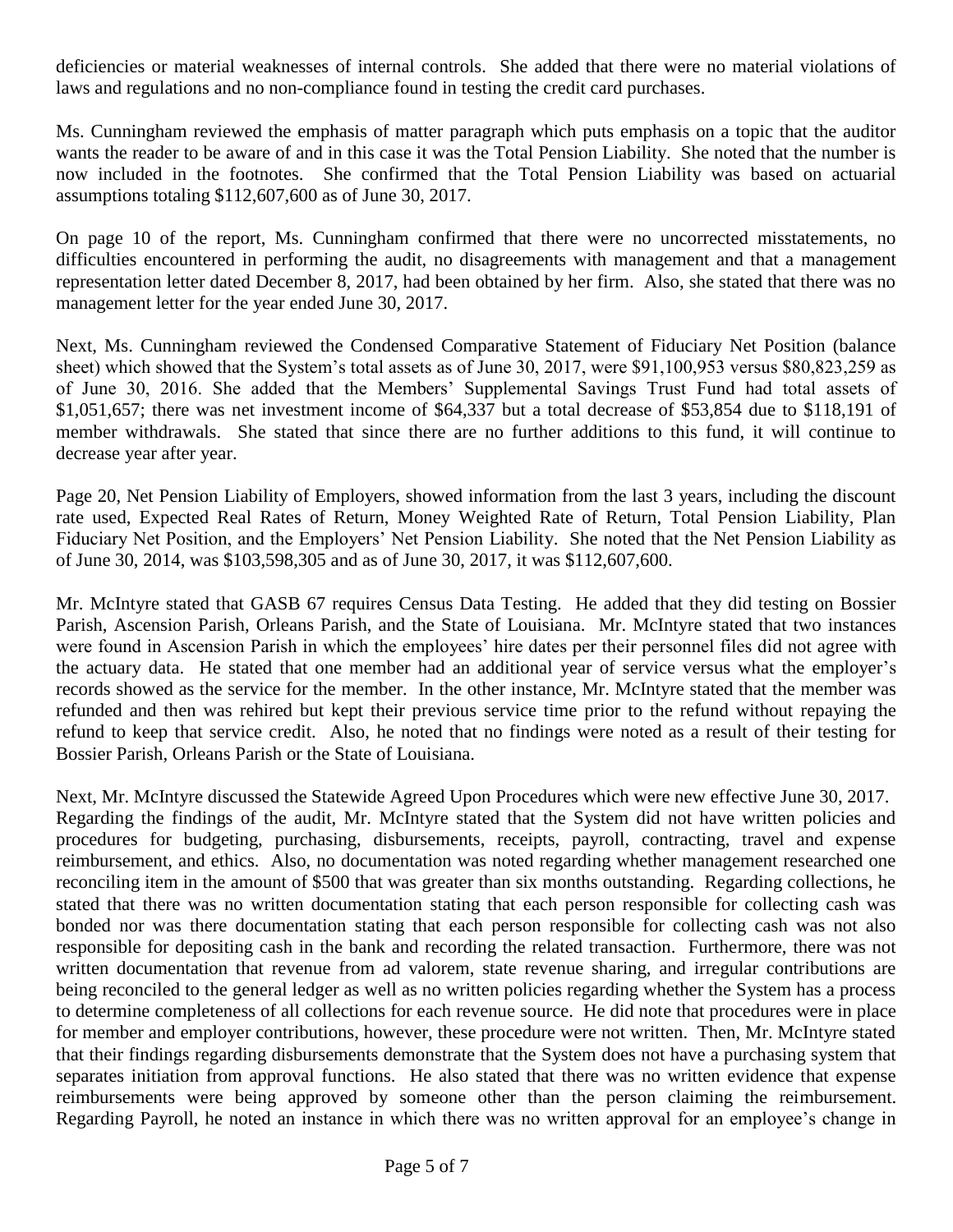deficiencies or material weaknesses of internal controls. She added that there were no material violations of laws and regulations and no non-compliance found in testing the credit card purchases.

Ms. Cunningham reviewed the emphasis of matter paragraph which puts emphasis on a topic that the auditor wants the reader to be aware of and in this case it was the Total Pension Liability. She noted that the number is now included in the footnotes. She confirmed that the Total Pension Liability was based on actuarial assumptions totaling $112,607,600 as of June 30, 2017.

On page 10 of the report, Ms. Cunningham confirmed that there were no uncorrected misstatements, no difficulties encountered in performing the audit, no disagreements with management and that a management representation letter dated December 8, 2017, had been obtained by her firm. Also, she stated that there was no management letter for the year ended June 30, 2017.

Next, Ms. Cunningham reviewed the Condensed Comparative Statement of Fiduciary Net Position (balance sheet) which showed that the System's total assets as of June 30, 2017, were $91,100,953 versus $80,823,259 as of June 30, 2016. She added that the Members' Supplemental Savings Trust Fund had total assets of $1,051,657; there was net investment income of $64,337 but a total decrease of $53,854 due to $118,191 of member withdrawals. She stated that since there are no further additions to this fund, it will continue to decrease year after year.

Page 20, Net Pension Liability of Employers, showed information from the last 3 years, including the discount rate used, Expected Real Rates of Return, Money Weighted Rate of Return, Total Pension Liability, Plan Fiduciary Net Position, and the Employers' Net Pension Liability. She noted that the Net Pension Liability as of June 30, 2014, was $103,598,305 and as of June 30, 2017, it was $112,607,600.

Mr. McIntyre stated that GASB 67 requires Census Data Testing. He added that they did testing on Bossier Parish, Ascension Parish, Orleans Parish, and the State of Louisiana. Mr. McIntyre stated that two instances were found in Ascension Parish in which the employees' hire dates per their personnel files did not agree with the actuary data. He stated that one member had an additional year of service versus what the employer's records showed as the service for the member. In the other instance, Mr. McIntyre stated that the member was refunded and then was rehired but kept their previous service time prior to the refund without repaying the refund to keep that service credit. Also, he noted that no findings were noted as a result of their testing for Bossier Parish, Orleans Parish or the State of Louisiana.

Next, Mr. McIntyre discussed the Statewide Agreed Upon Procedures which were new effective June 30, 2017. Regarding the findings of the audit, Mr. McIntyre stated that the System did not have written policies and procedures for budgeting, purchasing, disbursements, receipts, payroll, contracting, travel and expense reimbursement, and ethics. Also, no documentation was noted regarding whether management researched one reconciling item in the amount of $500 that was greater than six months outstanding. Regarding collections, he stated that there was no written documentation stating that each person responsible for collecting cash was bonded nor was there documentation stating that each person responsible for collecting cash was not also responsible for depositing cash in the bank and recording the related transaction. Furthermore, there was not written documentation that revenue from ad valorem, state revenue sharing, and irregular contributions are being reconciled to the general ledger as well as no written policies regarding whether the System has a process to determine completeness of all collections for each revenue source. He did note that procedures were in place for member and employer contributions, however, these procedure were not written. Then, Mr. McIntyre stated that their findings regarding disbursements demonstrate that the System does not have a purchasing system that separates initiation from approval functions. He also stated that there was no written evidence that expense reimbursements were being approved by someone other than the person claiming the reimbursement. Regarding Payroll, he noted an instance in which there was no written approval for an employee's change in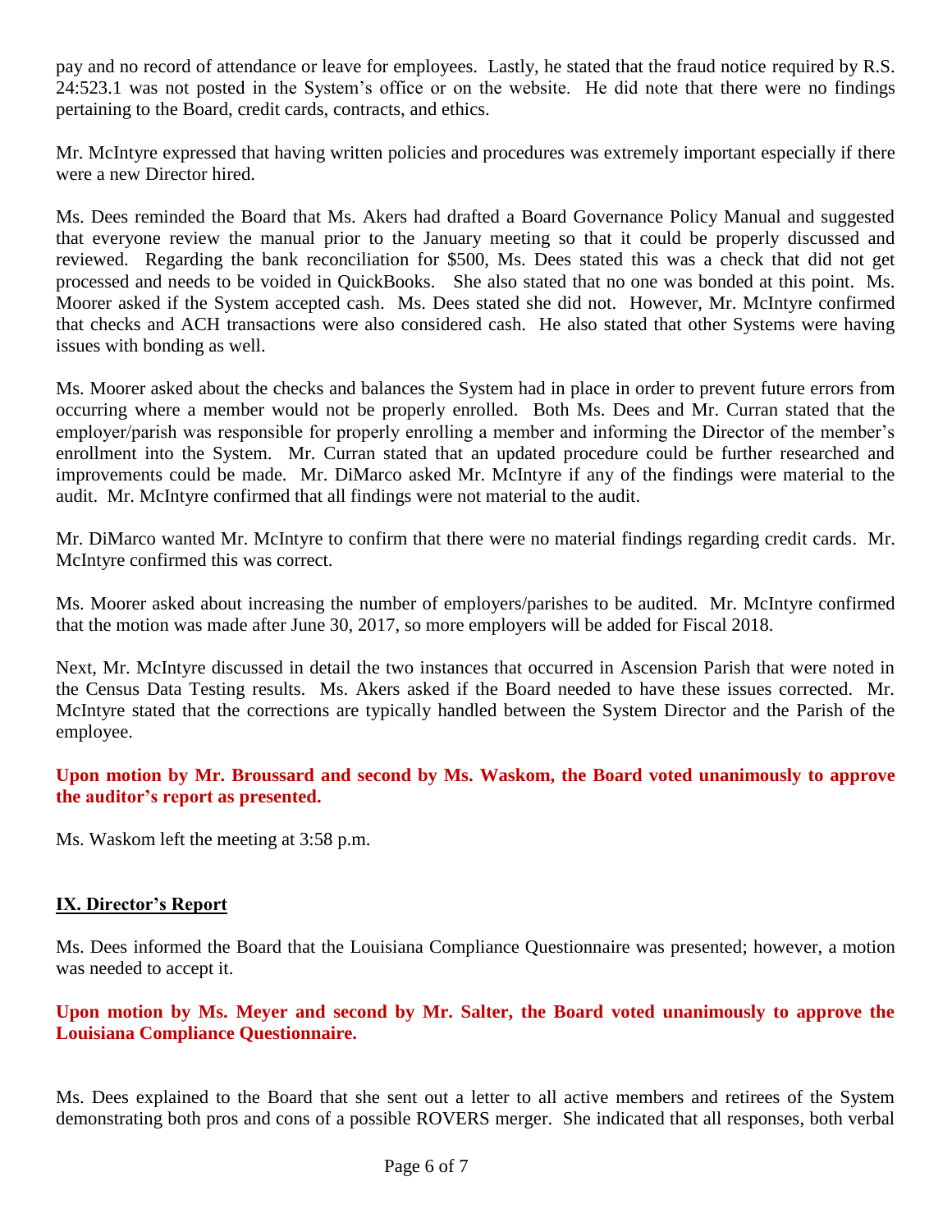pay and no record of attendance or leave for employees. Lastly, he stated that the fraud notice required by R.S. 24:523.1 was not posted in the System's office or on the website. He did note that there were no findings pertaining to the Board, credit cards, contracts, and ethics.

Mr. McIntyre expressed that having written policies and procedures was extremely important especially if there were a new Director hired.

Ms. Dees reminded the Board that Ms. Akers had drafted a Board Governance Policy Manual and suggested that everyone review the manual prior to the January meeting so that it could be properly discussed and reviewed. Regarding the bank reconciliation for $500, Ms. Dees stated this was a check that did not get processed and needs to be voided in QuickBooks. She also stated that no one was bonded at this point. Ms. Moorer asked if the System accepted cash. Ms. Dees stated she did not. However, Mr. McIntyre confirmed that checks and ACH transactions were also considered cash. He also stated that other Systems were having issues with bonding as well.

Ms. Moorer asked about the checks and balances the System had in place in order to prevent future errors from occurring where a member would not be properly enrolled. Both Ms. Dees and Mr. Curran stated that the employer/parish was responsible for properly enrolling a member and informing the Director of the member's enrollment into the System. Mr. Curran stated that an updated procedure could be further researched and improvements could be made. Mr. DiMarco asked Mr. McIntyre if any of the findings were material to the audit. Mr. McIntyre confirmed that all findings were not material to the audit.

Mr. DiMarco wanted Mr. McIntyre to confirm that there were no material findings regarding credit cards. Mr. McIntyre confirmed this was correct.

Ms. Moorer asked about increasing the number of employers/parishes to be audited. Mr. McIntyre confirmed that the motion was made after June 30, 2017, so more employers will be added for Fiscal 2018.

Next, Mr. McIntyre discussed in detail the two instances that occurred in Ascension Parish that were noted in the Census Data Testing results. Ms. Akers asked if the Board needed to have these issues corrected. Mr. McIntyre stated that the corrections are typically handled between the System Director and the Parish of the employee.

**Upon motion by Mr. Broussard and second by Ms. Waskom, the Board voted unanimously to approve the auditor's report as presented.**

Ms. Waskom left the meeting at 3:58 p.m.

## IX. Director's Report

Ms. Dees informed the Board that the Louisiana Compliance Questionnaire was presented; however, a motion was needed to accept it.

**Upon motion by Ms. Meyer and second by Mr. Salter, the Board voted unanimously to approve the Louisiana Compliance Questionnaire.**

Ms. Dees explained to the Board that she sent out a letter to all active members and retirees of the System demonstrating both pros and cons of a possible ROVERS merger. She indicated that all responses, both verbal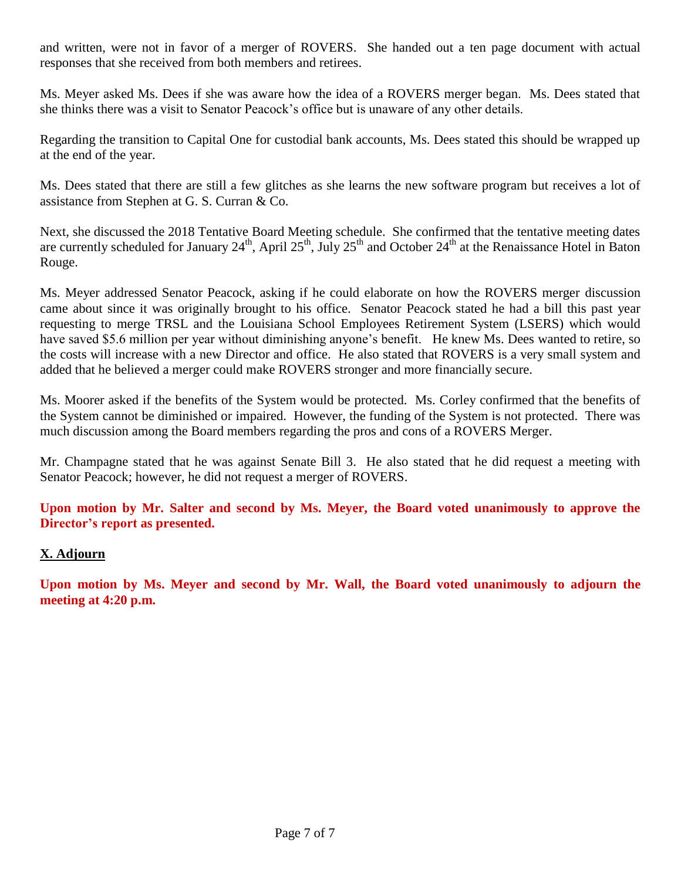and written, were not in favor of a merger of ROVERS. She handed out a ten page document with actual responses that she received from both members and retirees.

Ms. Meyer asked Ms. Dees if she was aware how the idea of a ROVERS merger began. Ms. Dees stated that she thinks there was a visit to Senator Peacock's office but is unaware of any other details.

Regarding the transition to Capital One for custodial bank accounts, Ms. Dees stated this should be wrapped up at the end of the year.

Ms. Dees stated that there are still a few glitches as she learns the new software program but receives a lot of assistance from Stephen at G. S. Curran & Co.

Next, she discussed the 2018 Tentative Board Meeting schedule. She confirmed that the tentative meeting dates are currently scheduled for January 24th, April 25th, July 25th and October 24th at the Renaissance Hotel in Baton Rouge.

Ms. Meyer addressed Senator Peacock, asking if he could elaborate on how the ROVERS merger discussion came about since it was originally brought to his office. Senator Peacock stated he had a bill this past year requesting to merge TRSL and the Louisiana School Employees Retirement System (LSERS) which would have saved $5.6 million per year without diminishing anyone's benefit. He knew Ms. Dees wanted to retire, so the costs will increase with a new Director and office. He also stated that ROVERS is a very small system and added that he believed a merger could make ROVERS stronger and more financially secure.

Ms. Moorer asked if the benefits of the System would be protected. Ms. Corley confirmed that the benefits of the System cannot be diminished or impaired. However, the funding of the System is not protected. There was much discussion among the Board members regarding the pros and cons of a ROVERS Merger.

Mr. Champagne stated that he was against Senate Bill 3. He also stated that he did request a meeting with Senator Peacock; however, he did not request a merger of ROVERS.

**Upon motion by Mr. Salter and second by Ms. Meyer, the Board voted unanimously to approve the Director's report as presented.**

## X. Adjourn

**Upon motion by Ms. Meyer and second by Mr. Wall, the Board voted unanimously to adjourn the meeting at 4:20 p.m.**